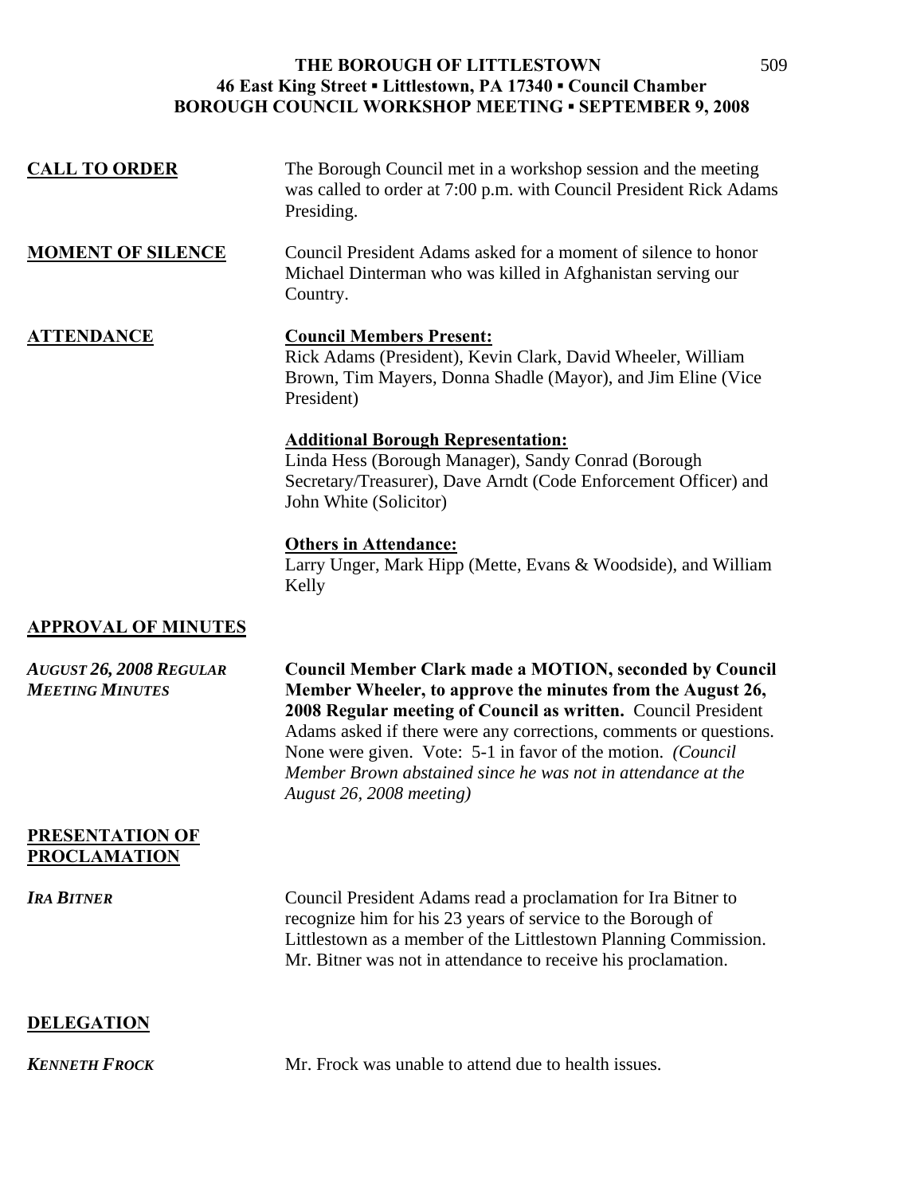# THE BOROUGH OF LITTLESTOWN
## 46 East King Street ▪ Littlestown, PA 17340 ▪ Council Chamber
## BOROUGH COUNCIL WORKSHOP MEETING ▪ SEPTEMBER 9, 2008

**CALL TO ORDER**

The Borough Council met in a workshop session and the meeting was called to order at 7:00 p.m. with Council President Rick Adams Presiding.

**MOMENT OF SILENCE**

Council President Adams asked for a moment of silence to honor Michael Dinterman who was killed in Afghanistan serving our Country.

**ATTENDANCE**

**Council Members Present:**
Rick Adams (President), Kevin Clark, David Wheeler, William Brown, Tim Mayers, Donna Shadle (Mayor), and Jim Eline (Vice President)

**Additional Borough Representation:**
Linda Hess (Borough Manager), Sandy Conrad (Borough Secretary/Treasurer), Dave Arndt (Code Enforcement Officer) and John White (Solicitor)

**Others in Attendance:**
Larry Unger, Mark Hipp (Mette, Evans & Woodside), and William Kelly

**APPROVAL OF MINUTES**

***AUGUST 26, 2008 REGULAR MEETING MINUTES***

**Council Member Clark made a MOTION, seconded by Council Member Wheeler, to approve the minutes from the August 26, 2008 Regular meeting of Council as written.** Council President Adams asked if there were any corrections, comments or questions. None were given. Vote: 5-1 in favor of the motion. *(Council Member Brown abstained since he was not in attendance at the August 26, 2008 meeting)*

**PRESENTATION OF PROCLAMATION**

***IRA BITNER***

Council President Adams read a proclamation for Ira Bitner to recognize him for his 23 years of service to the Borough of Littlestown as a member of the Littlestown Planning Commission. Mr. Bitner was not in attendance to receive his proclamation.

**DELEGATION**

***KENNETH FROCK***

Mr. Frock was unable to attend due to health issues.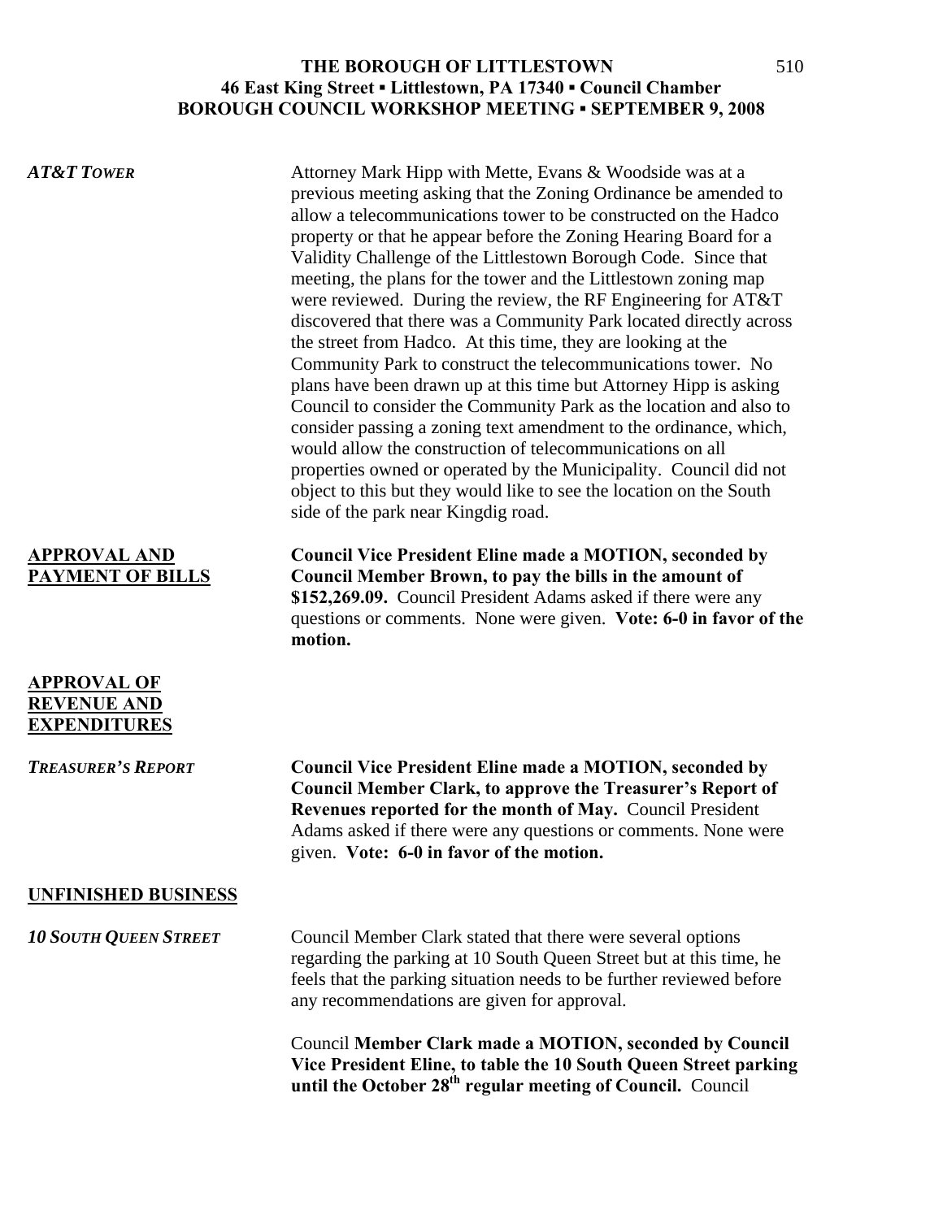***AT&T TOWER***

Attorney Mark Hipp with Mette, Evans & Woodside was at a previous meeting asking that the Zoning Ordinance be amended to allow a telecommunications tower to be constructed on the Hadco property or that he appear before the Zoning Hearing Board for a Validity Challenge of the Littlestown Borough Code. Since that meeting, the plans for the tower and the Littlestown zoning map were reviewed. During the review, the RF Engineering for AT&T discovered that there was a Community Park located directly across the street from Hadco. At this time, they are looking at the Community Park to construct the telecommunications tower. No plans have been drawn up at this time but Attorney Hipp is asking Council to consider the Community Park as the location and also to consider passing a zoning text amendment to the ordinance, which, would allow the construction of telecommunications on all properties owned or operated by the Municipality. Council did not object to this but they would like to see the location on the South side of the park near Kingdig road.

**APPROVAL AND PAYMENT OF BILLS**

**Council Vice President Eline made a MOTION, seconded by Council Member Brown, to pay the bills in the amount of $152,269.09.** Council President Adams asked if there were any questions or comments. None were given. **Vote: 6-0 in favor of the motion.**

**APPROVAL OF REVENUE AND EXPENDITURES**

***TREASURER'S REPORT***

**Council Vice President Eline made a MOTION, seconded by Council Member Clark, to approve the Treasurer's Report of Revenues reported for the month of May.** Council President Adams asked if there were any questions or comments. None were given. **Vote: 6-0 in favor of the motion.**

**UNFINISHED BUSINESS**

***10 SOUTH QUEEN STREET***

Council Member Clark stated that there were several options regarding the parking at 10 South Queen Street but at this time, he feels that the parking situation needs to be further reviewed before any recommendations are given for approval.

Council **Member Clark made a MOTION, seconded by Council Vice President Eline, to table the 10 South Queen Street parking until the October 28th regular meeting of Council.** Council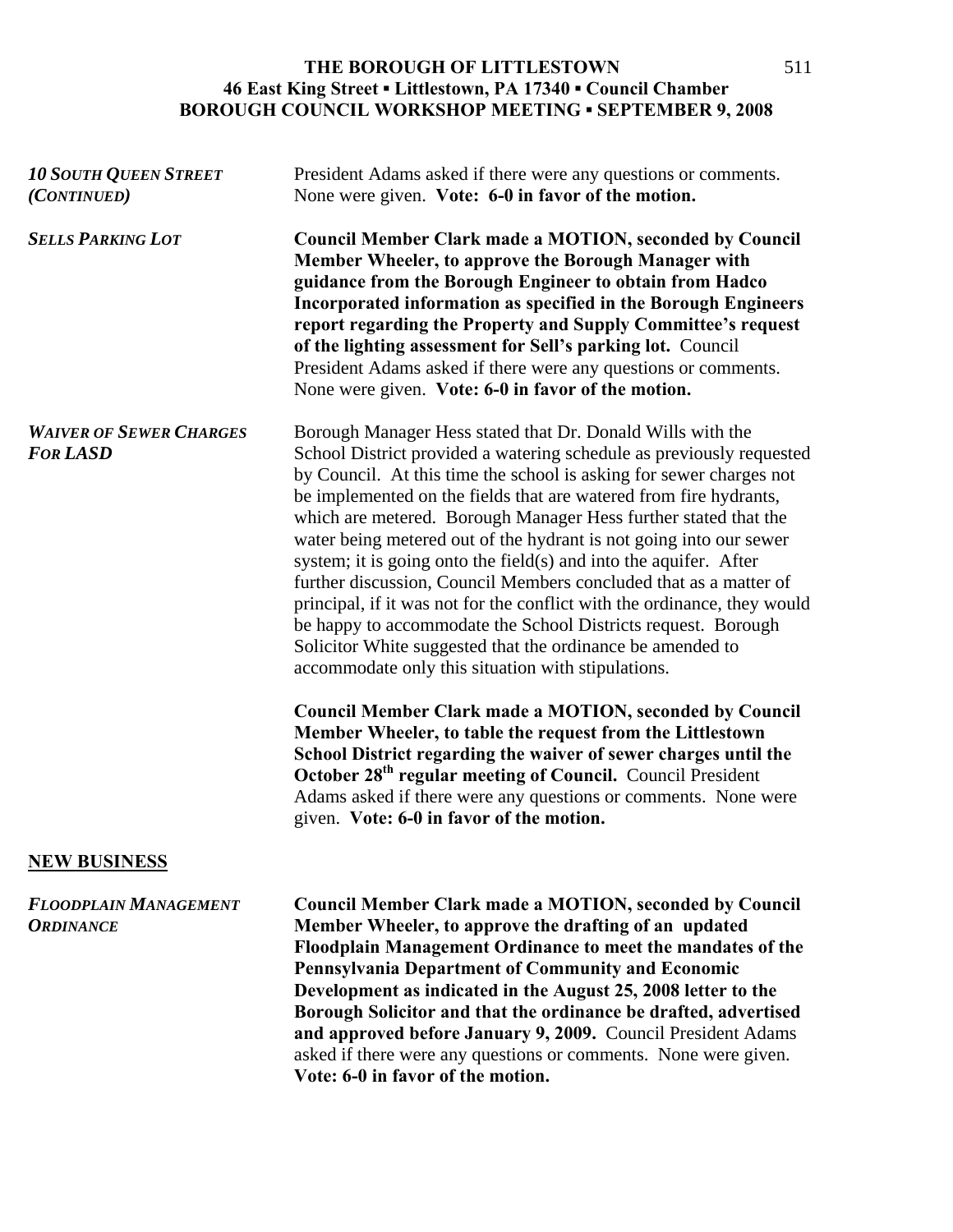***10 SOUTH QUEEN STREET (CONTINUED)***

President Adams asked if there were any questions or comments. None were given. **Vote: 6-0 in favor of the motion.**

***SELLS PARKING LOT***

**Council Member Clark made a MOTION, seconded by Council Member Wheeler, to approve the Borough Manager with guidance from the Borough Engineer to obtain from Hadco Incorporated information as specified in the Borough Engineers report regarding the Property and Supply Committee's request of the lighting assessment for Sell's parking lot.** Council President Adams asked if there were any questions or comments. None were given. **Vote: 6-0 in favor of the motion.**

***WAIVER OF SEWER CHARGES FOR LASD***

Borough Manager Hess stated that Dr. Donald Wills with the School District provided a watering schedule as previously requested by Council. At this time the school is asking for sewer charges not be implemented on the fields that are watered from fire hydrants, which are metered. Borough Manager Hess further stated that the water being metered out of the hydrant is not going into our sewer system; it is going onto the field(s) and into the aquifer. After further discussion, Council Members concluded that as a matter of principal, if it was not for the conflict with the ordinance, they would be happy to accommodate the School Districts request. Borough Solicitor White suggested that the ordinance be amended to accommodate only this situation with stipulations.

**Council Member Clark made a MOTION, seconded by Council Member Wheeler, to table the request from the Littlestown School District regarding the waiver of sewer charges until the October 28th regular meeting of Council.** Council President Adams asked if there were any questions or comments. None were given. **Vote: 6-0 in favor of the motion.**

## NEW BUSINESS

***FLOODPLAIN MANAGEMENT ORDINANCE***

**Council Member Clark made a MOTION, seconded by Council Member Wheeler, to approve the drafting of an updated Floodplain Management Ordinance to meet the mandates of the Pennsylvania Department of Community and Economic Development as indicated in the August 25, 2008 letter to the Borough Solicitor and that the ordinance be drafted, advertised and approved before January 9, 2009.** Council President Adams asked if there were any questions or comments. None were given. **Vote: 6-0 in favor of the motion.**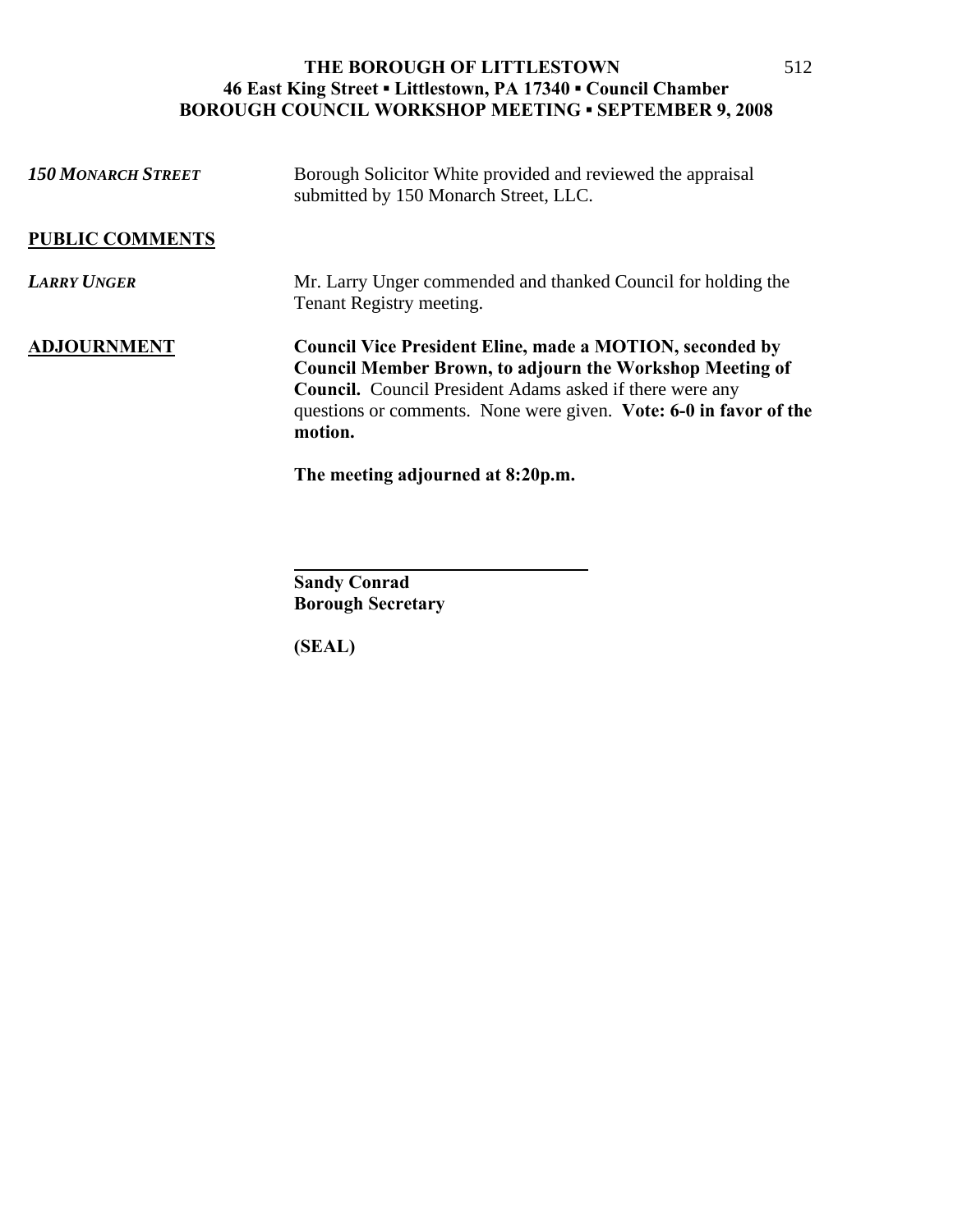***150 MONARCH STREET*** Borough Solicitor White provided and reviewed the appraisal submitted by 150 Monarch Street, LLC.

**PUBLIC COMMENTS**

***LARRY UNGER*** Mr. Larry Unger commended and thanked Council for holding the Tenant Registry meeting.

**ADJOURNMENT** **Council Vice President Eline, made a MOTION, seconded by Council Member Brown, to adjourn the Workshop Meeting of Council.** Council President Adams asked if there were any questions or comments. None were given. **Vote: 6-0 in favor of the motion.**

**The meeting adjourned at 8:20p.m.**

**Sandy Conrad**
**Borough Secretary**

**(SEAL)**